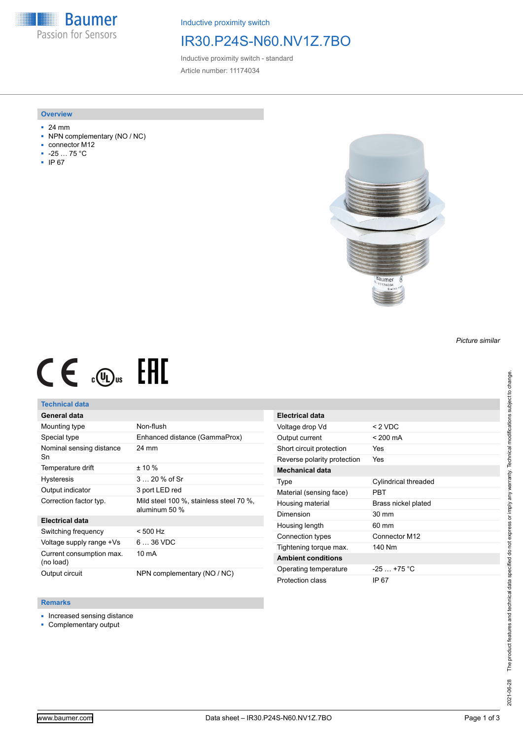Inductive proximity switch

# IR30.P24S-N60.NV1Z.7BO

Inductive proximity switch - standard

Article number: 11174034

## Overview

- 24 mm
- NPN complementary (NO / NC)
- connector M12
- -25 … 75 °C
- IP 67

*Picture similar*

## Technical data

| General data | |
|---|---|
| Mounting type | Non-flush |
| Special type | Enhanced distance (GammaProx) |
| Nominal sensing distance Sn | 24 mm |
| Temperature drift | ± 10 % |
| Hysteresis | 3 … 20 % of Sr |
| Output indicator | 3 port LED red |
| Correction factor typ. | Mild steel 100 %, stainless steel 70 %, aluminum 50 % |
| **Electrical data** | |
| Switching frequency | < 500 Hz |
| Voltage supply range +Vs | 6 … 36 VDC |
| Current consumption max. (no load) | 10 mA |
| Output circuit | NPN complementary (NO / NC) |

| Electrical data | |
|---|---|
| Voltage drop Vd | < 2 VDC |
| Output current | < 200 mA |
| Short circuit protection | Yes |
| Reverse polarity protection | Yes |
| **Mechanical data** | |
| Type | Cylindrical threaded |
| Material (sensing face) | PBT |
| Housing material | Brass nickel plated |
| Dimension | 30 mm |
| Housing length | 60 mm |
| Connection types | Connector M12 |
| Tightening torque max. | 140 Nm |
| **Ambient conditions** | |
| Operating temperature | -25 … +75 °C |
| Protection class | IP 67 |

## Remarks

- Increased sensing distance
- Complementary output

2021-06-28 The product features and technical data specified do not express or imply any warranty. Technical modifications subject to change.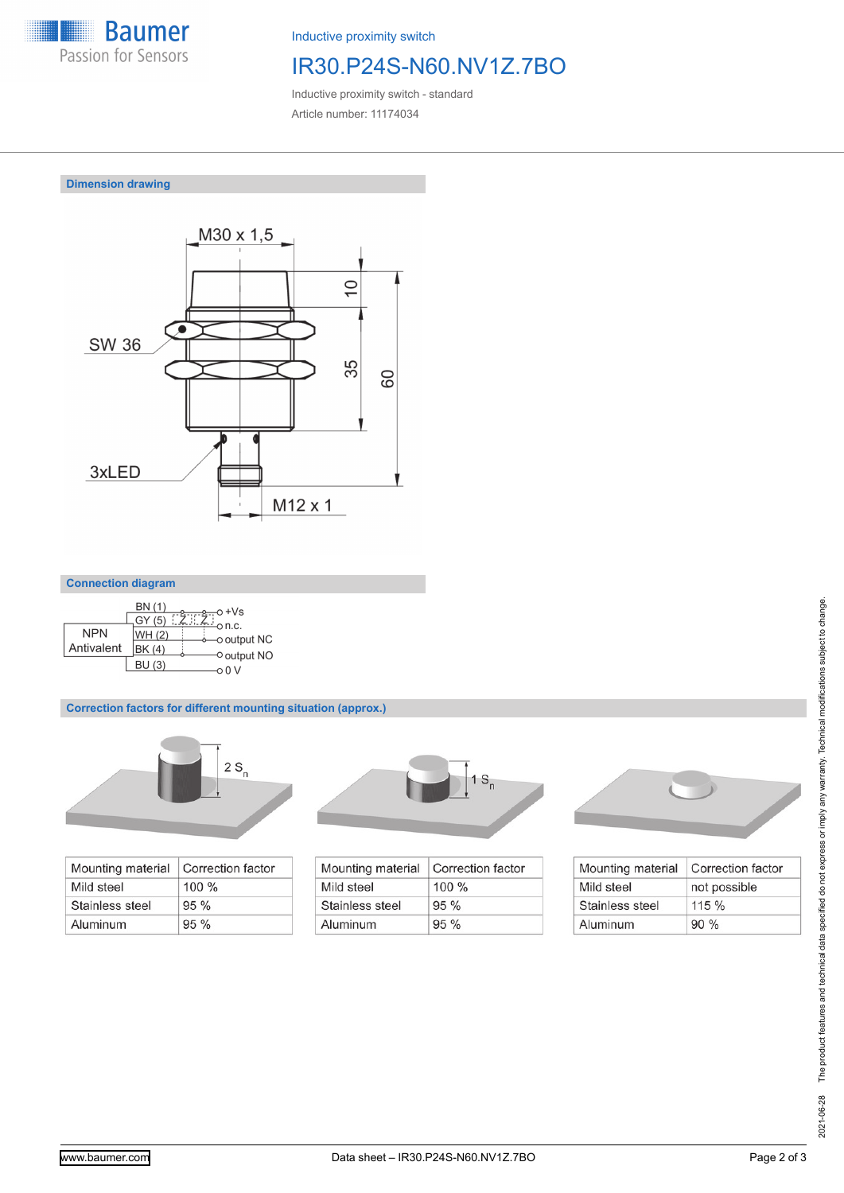Inductive proximity switch

# IR30.P24S-N60.NV1Z.7BO

Inductive proximity switch - standard

Article number: 11174034

## Dimension drawing

M30 x 1,5

SW 36

3xLED

M12 x 1

10

35

60

## Connection diagram

NPN Antivalent

BN (1) — +Vs

GY (5) — n.c.

WH (2) — output NC

BK (4) — output NO

BU (3) — 0 V

## Correction factors for different mounting situation (approx.)

2 $S_n$

| Mounting material | Correction factor |
|---|---|
| Mild steel | 100 % |
| Stainless steel | 95 % |
| Aluminum | 95 % |

1 $S_n$

| Mounting material | Correction factor |
|---|---|
| Mild steel | 100 % |
| Stainless steel | 95 % |
| Aluminum | 95 % |

| Mounting material | Correction factor |
|---|---|
| Mild steel | not possible |
| Stainless steel | 115 % |
| Aluminum | 90 % |

2021-06-28 The product features and technical data specified do not express or imply any warranty. Technical modifications subject to change.

www.baumer.com

Data sheet – IR30.P24S-N60.NV1Z.7BO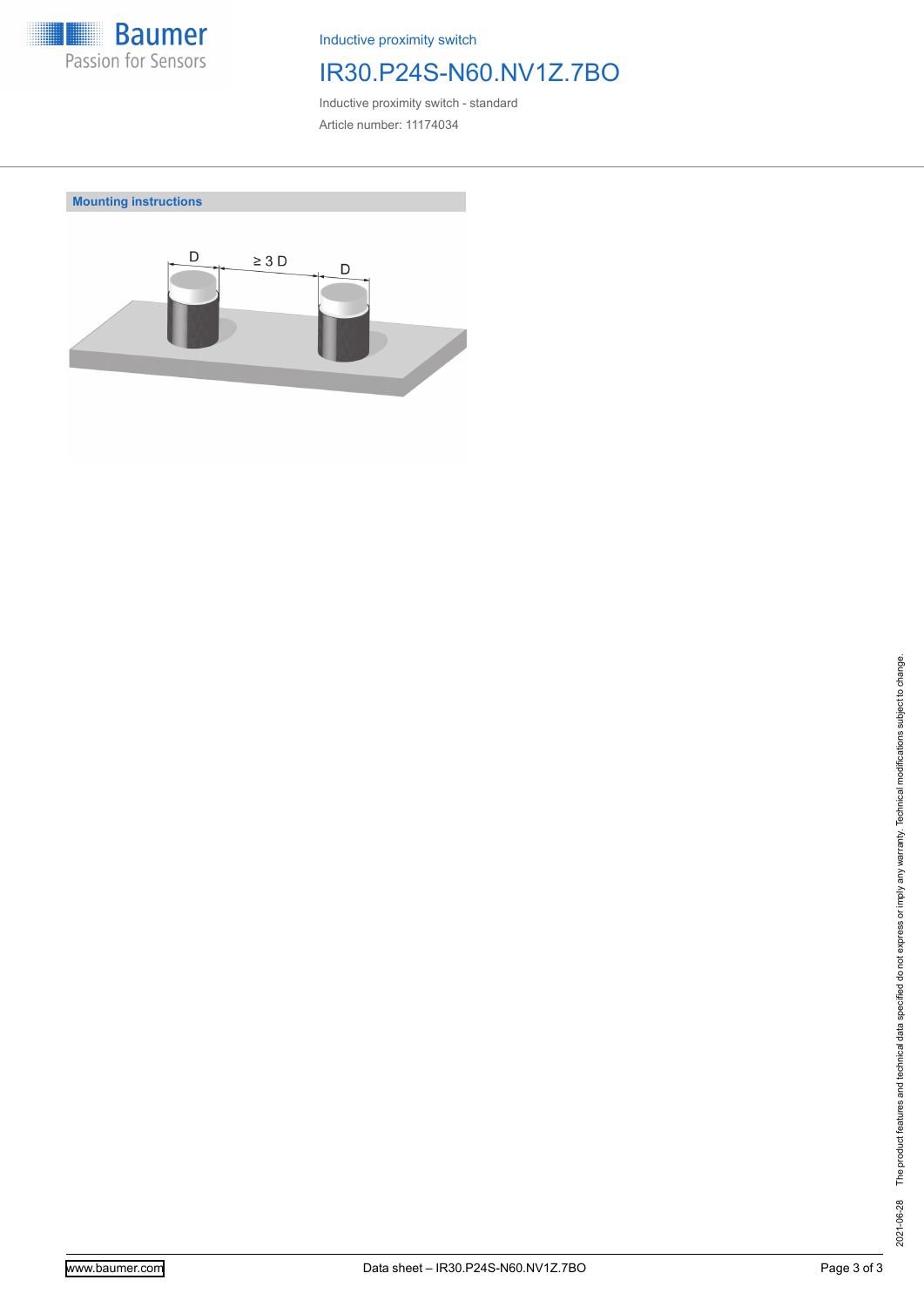Inductive proximity switch

# IR30.P24S-N60.NV1Z.7BO

Inductive proximity switch - standard

Article number: 11174034

## Mounting instructions

D

≥ 3 D

D